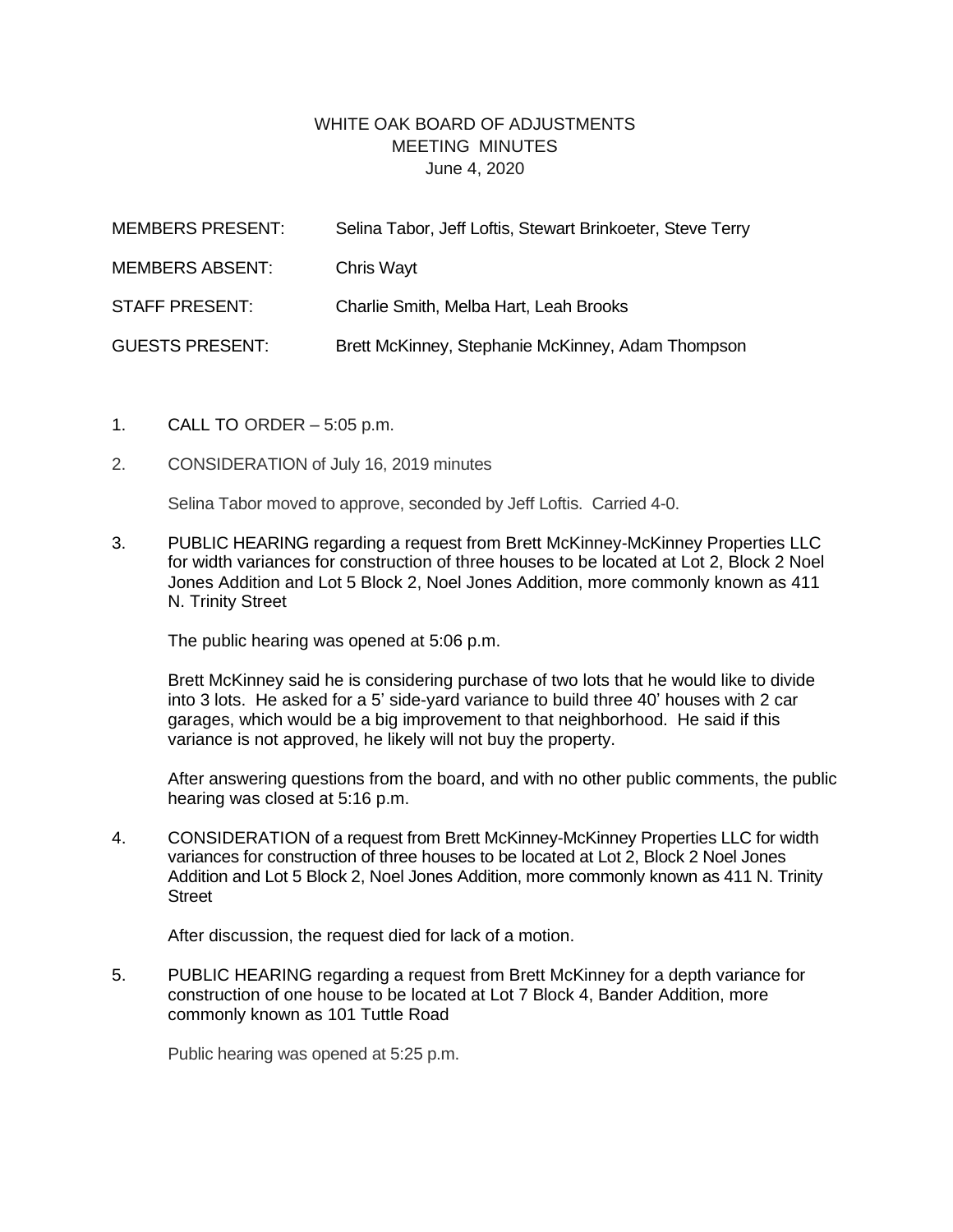# WHITE OAK BOARD OF ADJUSTMENTS
## MEETING MINUTES
June 4, 2020

MEMBERS PRESENT: Selina Tabor, Jeff Loftis, Stewart Brinkoeter, Steve Terry

MEMBERS ABSENT: Chris Wayt

STAFF PRESENT: Charlie Smith, Melba Hart, Leah Brooks

GUESTS PRESENT: Brett McKinney, Stephanie McKinney, Adam Thompson

1. CALL TO ORDER – 5:05 p.m.

2. CONSIDERATION of July 16, 2019 minutes

   Selina Tabor moved to approve, seconded by Jeff Loftis. Carried 4-0.

3. PUBLIC HEARING regarding a request from Brett McKinney-McKinney Properties LLC for width variances for construction of three houses to be located at Lot 2, Block 2 Noel Jones Addition and Lot 5 Block 2, Noel Jones Addition, more commonly known as 411 N. Trinity Street

   The public hearing was opened at 5:06 p.m.

   Brett McKinney said he is considering purchase of two lots that he would like to divide into 3 lots. He asked for a 5' side-yard variance to build three 40' houses with 2 car garages, which would be a big improvement to that neighborhood. He said if this variance is not approved, he likely will not buy the property.

   After answering questions from the board, and with no other public comments, the public hearing was closed at 5:16 p.m.

4. CONSIDERATION of a request from Brett McKinney-McKinney Properties LLC for width variances for construction of three houses to be located at Lot 2, Block 2 Noel Jones Addition and Lot 5 Block 2, Noel Jones Addition, more commonly known as 411 N. Trinity Street

   After discussion, the request died for lack of a motion.

5. PUBLIC HEARING regarding a request from Brett McKinney for a depth variance for construction of one house to be located at Lot 7 Block 4, Bander Addition, more commonly known as 101 Tuttle Road

   Public hearing was opened at 5:25 p.m.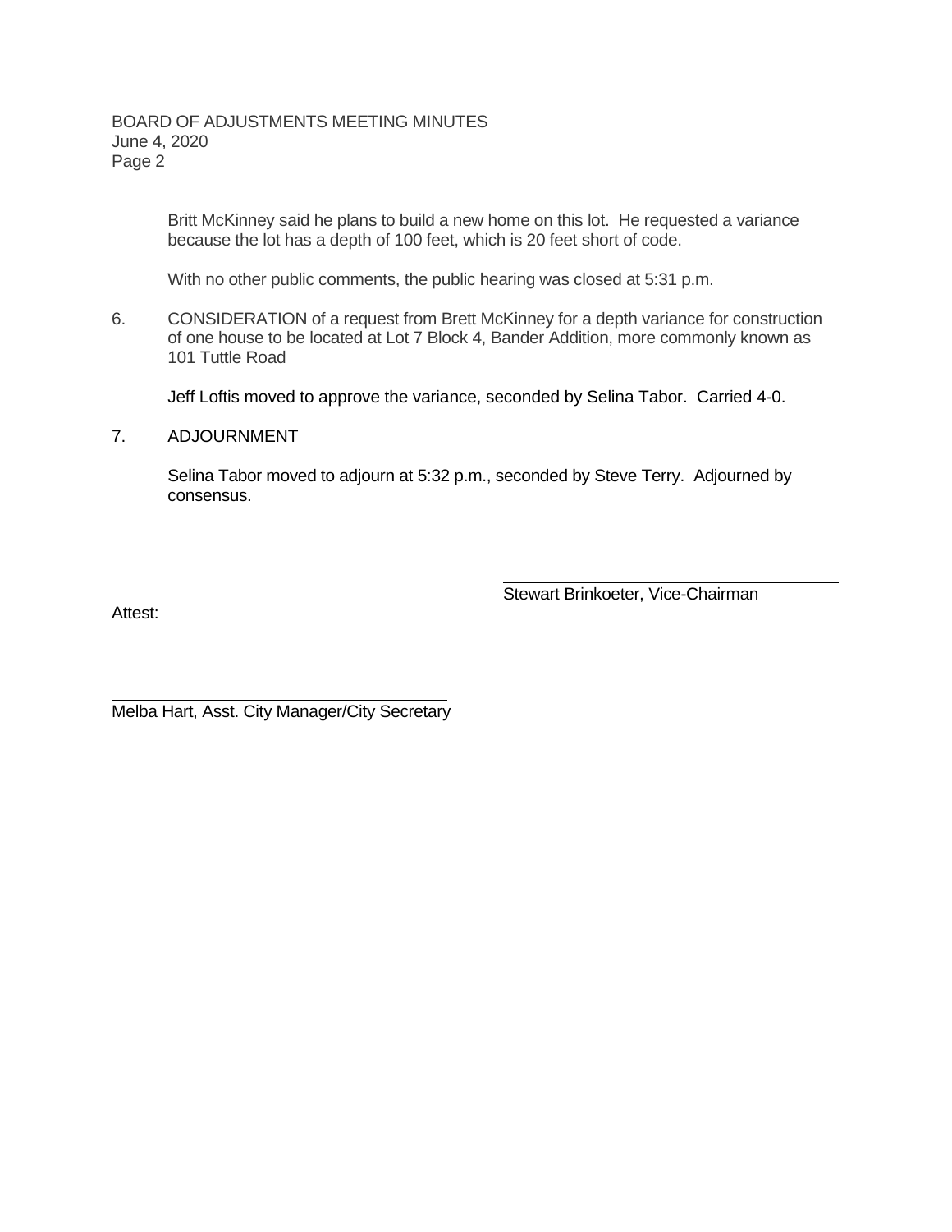Britt McKinney said he plans to build a new home on this lot. He requested a variance because the lot has a depth of 100 feet, which is 20 feet short of code.

With no other public comments, the public hearing was closed at 5:31 p.m.

6. CONSIDERATION of a request from Brett McKinney for a depth variance for construction of one house to be located at Lot 7 Block 4, Bander Addition, more commonly known as 101 Tuttle Road

   Jeff Loftis moved to approve the variance, seconded by Selina Tabor. Carried 4-0.

7. ADJOURNMENT

   Selina Tabor moved to adjourn at 5:32 p.m., seconded by Steve Terry. Adjourned by consensus.

\_\_\_\_\_\_\_\_\_\_\_\_\_\_\_\_\_\_\_\_\_\_\_\_\_\_\_\_\_\_\_\_\_\_

Stewart Brinkoeter, Vice-Chairman

Attest:

\_\_\_\_\_\_\_\_\_\_\_\_\_\_\_\_\_\_\_\_\_\_\_\_\_\_\_\_\_\_\_\_\_\_

Melba Hart, Asst. City Manager/City Secretary